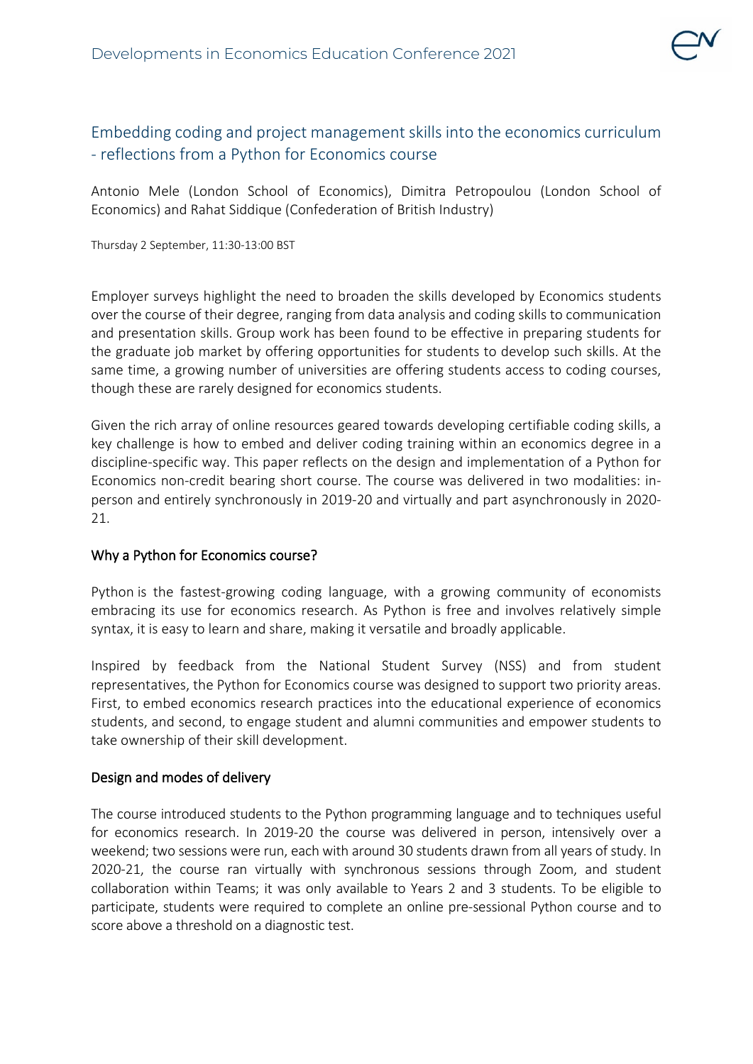# Embedding coding and project management skills into the economics curriculum - reflections from a Python for Economics course

Antonio Mele (London School of Economics), Dimitra Petropoulou (London School of Economics) and Rahat Siddique (Confederation of British Industry)

Thursday 2 September, 11:30-13:00 BST

Employer surveys highlight the need to broaden the skills developed by Economics students over the course of their degree, ranging from data analysis and coding skills to communication and presentation skills. Group work has been found to be effective in preparing students for the graduate job market by offering opportunities for students to develop such skills. At the same time, a growing number of universities are offering students access to coding courses, though these are rarely designed for economics students.

Given the rich array of online resources geared towards developing certifiable coding skills, a key challenge is how to embed and deliver coding training within an economics degree in a discipline-specific way. This paper reflects on the design and implementation of a Python for Economics non-credit bearing short course. The course was delivered in two modalities: in-person and entirely synchronously in 2019-20 and virtually and part asynchronously in 2020-21.

## Why a Python for Economics course?

Python is the fastest-growing coding language, with a growing community of economists embracing its use for economics research. As Python is free and involves relatively simple syntax, it is easy to learn and share, making it versatile and broadly applicable.

Inspired by feedback from the National Student Survey (NSS) and from student representatives, the Python for Economics course was designed to support two priority areas. First, to embed economics research practices into the educational experience of economics students, and second, to engage student and alumni communities and empower students to take ownership of their skill development.

## Design and modes of delivery

The course introduced students to the Python programming language and to techniques useful for economics research. In 2019-20 the course was delivered in person, intensively over a weekend; two sessions were run, each with around 30 students drawn from all years of study. In 2020-21, the course ran virtually with synchronous sessions through Zoom, and student collaboration within Teams; it was only available to Years 2 and 3 students. To be eligible to participate, students were required to complete an online pre-sessional Python course and to score above a threshold on a diagnostic test.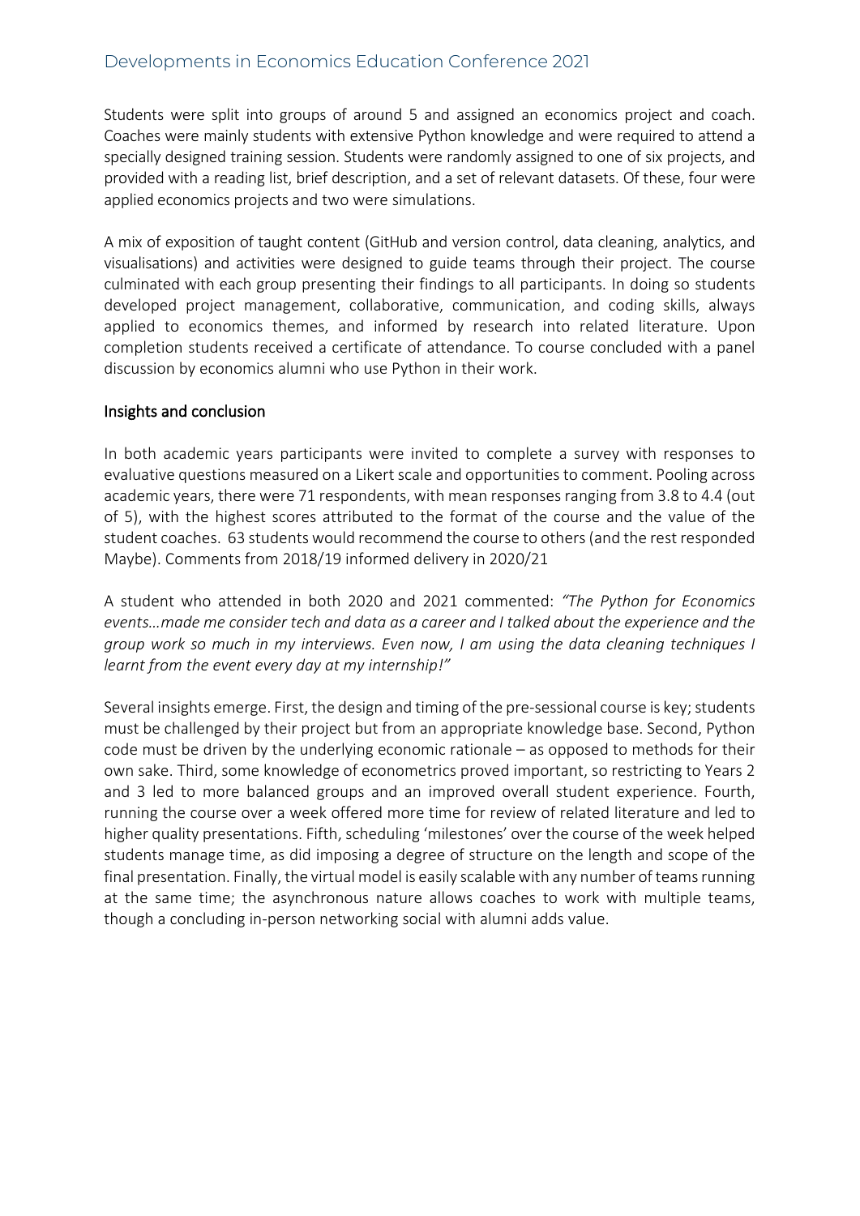Students were split into groups of around 5 and assigned an economics project and coach. Coaches were mainly students with extensive Python knowledge and were required to attend a specially designed training session. Students were randomly assigned to one of six projects, and provided with a reading list, brief description, and a set of relevant datasets. Of these, four were applied economics projects and two were simulations.

A mix of exposition of taught content (GitHub and version control, data cleaning, analytics, and visualisations) and activities were designed to guide teams through their project. The course culminated with each group presenting their findings to all participants. In doing so students developed project management, collaborative, communication, and coding skills, always applied to economics themes, and informed by research into related literature. Upon completion students received a certificate of attendance. To course concluded with a panel discussion by economics alumni who use Python in their work.

## Insights and conclusion

In both academic years participants were invited to complete a survey with responses to evaluative questions measured on a Likert scale and opportunities to comment. Pooling across academic years, there were 71 respondents, with mean responses ranging from 3.8 to 4.4 (out of 5), with the highest scores attributed to the format of the course and the value of the student coaches. 63 students would recommend the course to others (and the rest responded Maybe). Comments from 2018/19 informed delivery in 2020/21

A student who attended in both 2020 and 2021 commented: *"The Python for Economics events…made me consider tech and data as a career and I talked about the experience and the group work so much in my interviews. Even now, I am using the data cleaning techniques I learnt from the event every day at my internship!"*

Several insights emerge. First, the design and timing of the pre-sessional course is key; students must be challenged by their project but from an appropriate knowledge base. Second, Python code must be driven by the underlying economic rationale – as opposed to methods for their own sake. Third, some knowledge of econometrics proved important, so restricting to Years 2 and 3 led to more balanced groups and an improved overall student experience. Fourth, running the course over a week offered more time for review of related literature and led to higher quality presentations. Fifth, scheduling 'milestones' over the course of the week helped students manage time, as did imposing a degree of structure on the length and scope of the final presentation. Finally, the virtual model is easily scalable with any number of teams running at the same time; the asynchronous nature allows coaches to work with multiple teams, though a concluding in-person networking social with alumni adds value.